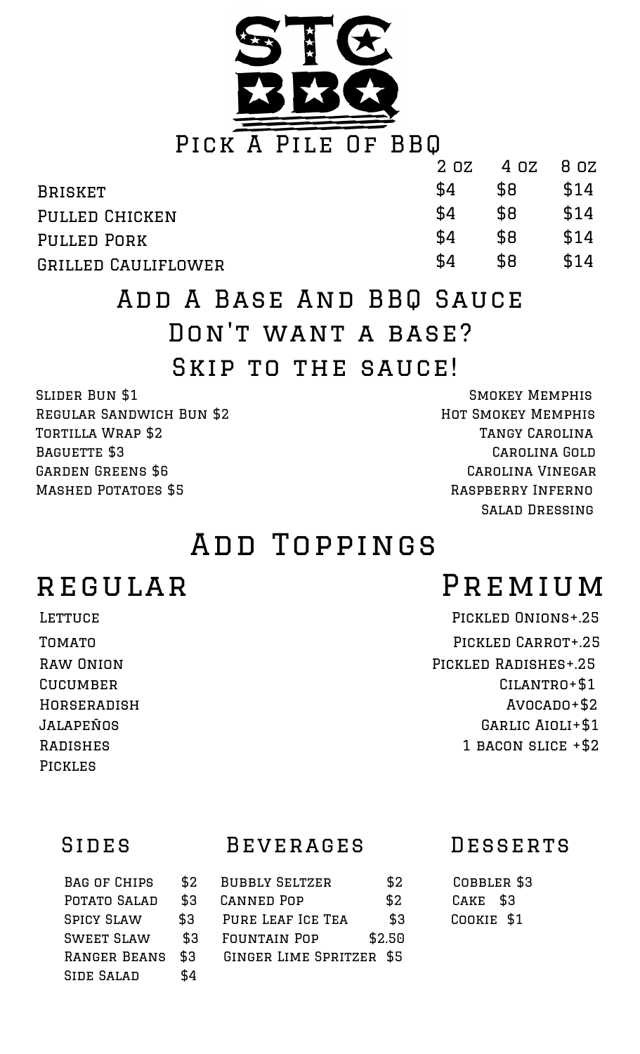# STC BBQ

## Pick A Pile Of BBQ

| | 2 oz | 4 oz | 8 oz |
|---|---|---|---|
| Brisket | $4 | $8 | $14 |
| Pulled Chicken | $4 | $8 | $14 |
| Pulled Pork | $4 | $8 | $14 |
| Grilled Cauliflower | $4 | $8 | $14 |

## Add A Base And BBQ Sauce

### Don't want a base? Skip to the sauce!

Slider Bun $1
Regular Sandwich Bun $2
Tortilla Wrap $2
Baguette $3
Garden Greens $6
Mashed Potatoes $5

Smokey Memphis
Hot Smokey Memphis
Tangy Carolina
Carolina Gold
Carolina Vinegar
Raspberry Inferno
Salad Dressing

## Add Toppings

### Regular

Lettuce
Tomato
Raw Onion
Cucumber
Horseradish
Jalapeños
Radishes
Pickles

### Premium

Pickled Onions+.25
Pickled Carrot+.25
Pickled Radishes+.25
Cilantro+$1
Avocado+$2
Garlic Aioli+$1
1 bacon slice +$2

### Sides

| | |
|---|---|
| Bag of Chips | $2 |
| Potato Salad | $3 |
| Spicy Slaw | $3 |
| Sweet Slaw | $3 |
| Ranger Beans | $3 |
| Side Salad | $4 |

### Beverages

| | |
|---|---|
| Bubbly Seltzer | $2 |
| Canned Pop | $2 |
| Pure Leaf Ice Tea | $3 |
| Fountain Pop | $2.50 |
| Ginger Lime Spritzer | $5 |

### Desserts

Cobbler $3
Cake $3
Cookie $1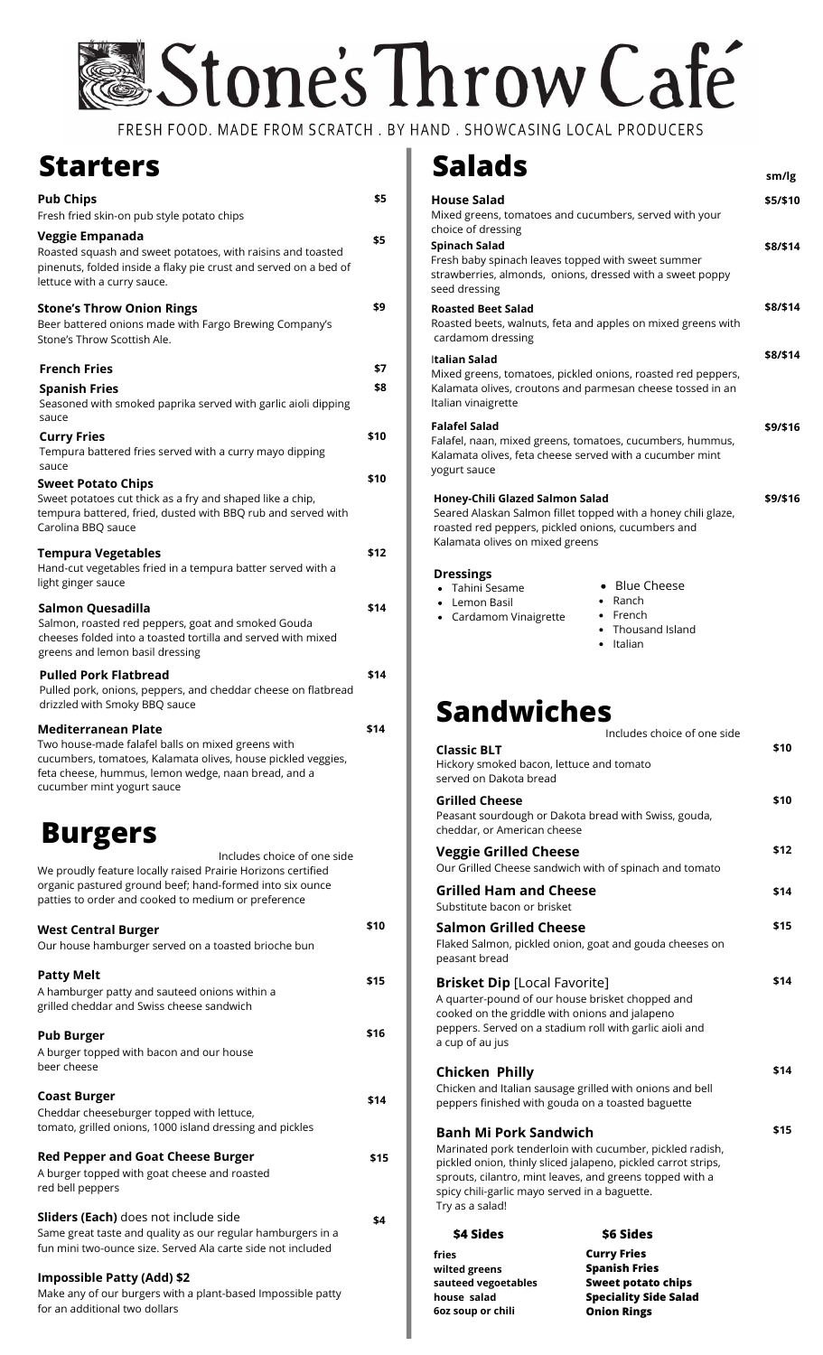# Stone's Throw Café

FRESH FOOD. MADE FROM SCRATCH . BY HAND . SHOWCASING LOCAL PRODUCERS

## Starters

**Pub Chips** **$5**
Fresh fried skin-on pub style potato chips

**Veggie Empanada** **$5**
Roasted squash and sweet potatoes, with raisins and toasted pinenuts, folded inside a flaky pie crust and served on a bed of lettuce with a curry sauce.

**Stone's Throw Onion Rings** **$9**
Beer battered onions made with Fargo Brewing Company's Stone's Throw Scottish Ale.

**French Fries** **$7**

**Spanish Fries** **$8**
Seasoned with smoked paprika served with garlic aioli dipping sauce

**Curry Fries** **$10**
Tempura battered fries served with a curry mayo dipping sauce

**Sweet Potato Chips** **$10**
Sweet potatoes cut thick as a fry and shaped like a chip, tempura battered, fried, dusted with BBQ rub and served with Carolina BBQ sauce

**Tempura Vegetables** **$12**
Hand-cut vegetables fried in a tempura batter served with a light ginger sauce

**Salmon Quesadilla** **$14**
Salmon, roasted red peppers, goat and smoked Gouda cheeses folded into a toasted tortilla and served with mixed greens and lemon basil dressing

**Pulled Pork Flatbread** **$14**
Pulled pork, onions, peppers, and cheddar cheese on flatbread drizzled with Smoky BBQ sauce

**Mediterranean Plate** **$14**
Two house-made falafel balls on mixed greens with cucumbers, tomatoes, Kalamata olives, house pickled veggies, feta cheese, hummus, lemon wedge, naan bread, and a cucumber mint yogurt sauce

## Burgers

Includes choice of one side

We proudly feature locally raised Prairie Horizons certified organic pastured ground beef; hand-formed into six ounce patties to order and cooked to medium or preference

**West Central Burger** **$10**
Our house hamburger served on a toasted brioche bun

**Patty Melt** **$15**
A hamburger patty and sauteed onions within a grilled cheddar and Swiss cheese sandwich

**Pub Burger** **$16**
A burger topped with bacon and our house beer cheese

**Coast Burger** **$14**
Cheddar cheeseburger topped with lettuce, tomato, grilled onions, 1000 island dressing and pickles

**Red Pepper and Goat Cheese Burger** **$15**
A burger topped with goat cheese and roasted red bell peppers

**Sliders (Each)** does not include side **$4**
Same great taste and quality as our regular hamburgers in a fun mini two-ounce size. Served Ala carte side not included

**Impossible Patty (Add) $2**
Make any of our burgers with a plant-based Impossible patty for an additional two dollars

## Salads

sm/lg

**House Salad** **$5/$10**
Mixed greens, tomatoes and cucumbers, served with your choice of dressing

**Spinach Salad** **$8/$14**
Fresh baby spinach leaves topped with sweet summer strawberries, almonds, onions, dressed with a sweet poppy seed dressing

**Roasted Beet Salad** **$8/$14**
Roasted beets, walnuts, feta and apples on mixed greens with cardamom dressing

**Italian Salad** **$8/$14**
Mixed greens, tomatoes, pickled onions, roasted red peppers, Kalamata olives, croutons and parmesan cheese tossed in an Italian vinaigrette

**Falafel Salad** **$9/$16**
Falafel, naan, mixed greens, tomatoes, cucumbers, hummus, Kalamata olives, feta cheese served with a cucumber mint yogurt sauce

**Honey-Chili Glazed Salmon Salad** **$9/$16**
Seared Alaskan Salmon fillet topped with a honey chili glaze, roasted red peppers, pickled onions, cucumbers and Kalamata olives on mixed greens

**Dressings**

- Tahini Sesame
- Lemon Basil
- Cardamom Vinaigrette
- Blue Cheese
- Ranch
- French
- Thousand Island
- Italian

## Sandwiches

Includes choice of one side

**Classic BLT** **$10**
Hickory smoked bacon, lettuce and tomato served on Dakota bread

**Grilled Cheese** **$10**
Peasant sourdough or Dakota bread with Swiss, gouda, cheddar, or American cheese

**Veggie Grilled Cheese** **$12**
Our Grilled Cheese sandwich with of spinach and tomato

**Grilled Ham and Cheese** **$14**
Substitute bacon or brisket

**Salmon Grilled Cheese** **$15**
Flaked Salmon, pickled onion, goat and gouda cheeses on peasant bread

**Brisket Dip** [Local Favorite] **$14**
A quarter-pound of our house brisket chopped and cooked on the griddle with onions and jalapeno peppers. Served on a stadium roll with garlic aioli and a cup of au jus

**Chicken Philly** **$14**
Chicken and Italian sausage grilled with onions and bell peppers finished with gouda on a toasted baguette

**Banh Mi Pork Sandwich** **$15**
Marinated pork tenderloin with cucumber, pickled radish, pickled onion, thinly sliced jalapeno, pickled carrot strips, sprouts, cilantro, mint leaves, and greens topped with a spicy chili-garlic mayo served in a baguette.
Try as a salad!

| $4 Sides | $6 Sides |
| --- | --- |
| fries | Curry Fries |
| wilted greens | Spanish Fries |
| sauteed vegoetables | Sweet potato chips |
| house salad | Speciality Side Salad |
| 6oz soup or chili | Onion Rings |